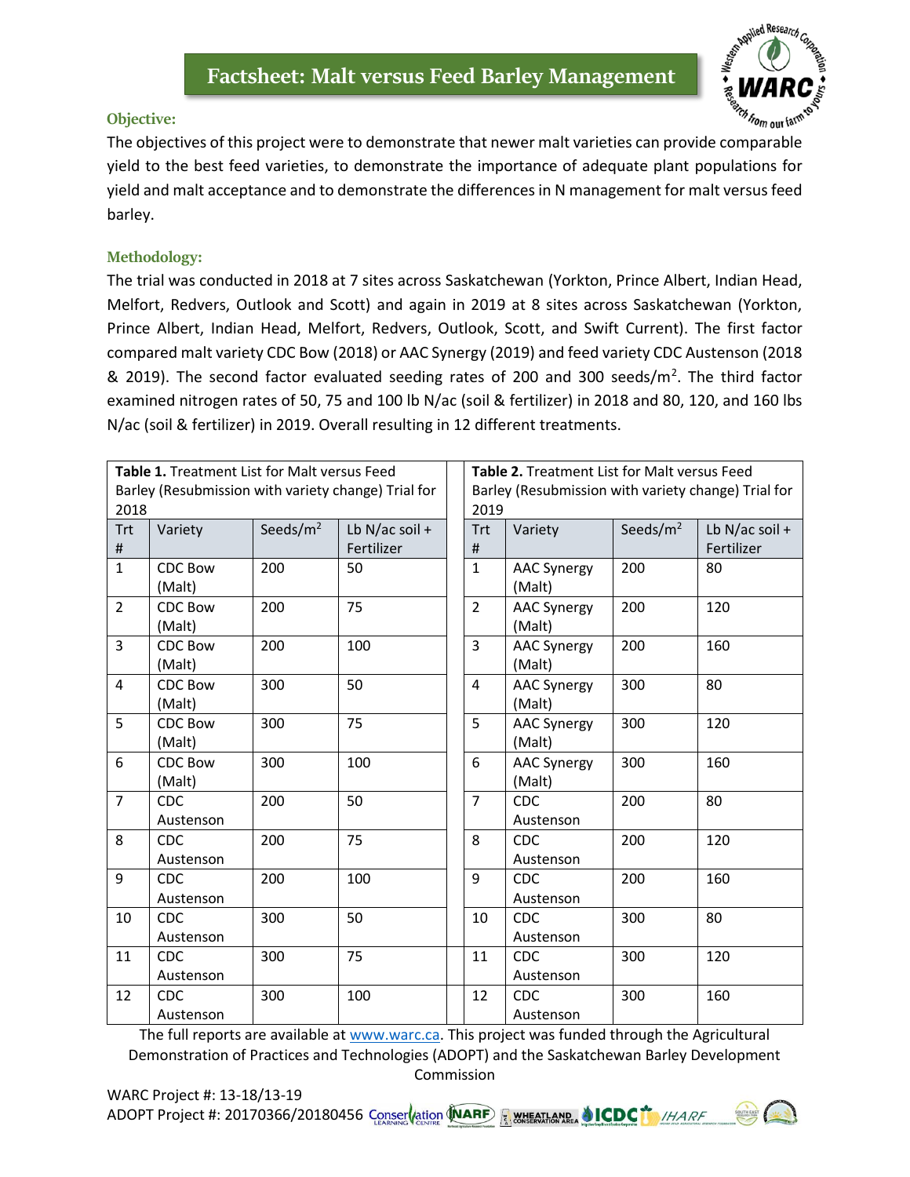# Factsheet: Malt versus Feed Barley Management

## Objective:

The objectives of this project were to demonstrate that newer malt varieties can provide comparable yield to the best feed varieties, to demonstrate the importance of adequate plant populations for yield and malt acceptance and to demonstrate the differences in N management for malt versus feed barley.

## Methodology:

The trial was conducted in 2018 at 7 sites across Saskatchewan (Yorkton, Prince Albert, Indian Head, Melfort, Redvers, Outlook and Scott) and again in 2019 at 8 sites across Saskatchewan (Yorkton, Prince Albert, Indian Head, Melfort, Redvers, Outlook, Scott, and Swift Current). The first factor compared malt variety CDC Bow (2018) or AAC Synergy (2019) and feed variety CDC Austenson (2018 & 2019). The second factor evaluated seeding rates of 200 and 300 seeds/m$^2$. The third factor examined nitrogen rates of 50, 75 and 100 lb N/ac (soil & fertilizer) in 2018 and 80, 120, and 160 lbs N/ac (soil & fertilizer) in 2019. Overall resulting in 12 different treatments.

**Table 1.** Treatment List for Malt versus Feed Barley (Resubmission with variety change) Trial for 2018

| Trt # | Variety | Seeds/m$^2$ | Lb N/ac soil + Fertilizer |
|---|---|---|---|
| 1 | CDC Bow (Malt) | 200 | 50 |
| 2 | CDC Bow (Malt) | 200 | 75 |
| 3 | CDC Bow (Malt) | 200 | 100 |
| 4 | CDC Bow (Malt) | 300 | 50 |
| 5 | CDC Bow (Malt) | 300 | 75 |
| 6 | CDC Bow (Malt) | 300 | 100 |
| 7 | CDC Austenson | 200 | 50 |
| 8 | CDC Austenson | 200 | 75 |
| 9 | CDC Austenson | 200 | 100 |
| 10 | CDC Austenson | 300 | 50 |
| 11 | CDC Austenson | 300 | 75 |
| 12 | CDC Austenson | 300 | 100 |

**Table 2.** Treatment List for Malt versus Feed Barley (Resubmission with variety change) Trial for 2019

| Trt # | Variety | Seeds/m$^2$ | Lb N/ac soil + Fertilizer |
|---|---|---|---|
| 1 | AAC Synergy (Malt) | 200 | 80 |
| 2 | AAC Synergy (Malt) | 200 | 120 |
| 3 | AAC Synergy (Malt) | 200 | 160 |
| 4 | AAC Synergy (Malt) | 300 | 80 |
| 5 | AAC Synergy (Malt) | 300 | 120 |
| 6 | AAC Synergy (Malt) | 300 | 160 |
| 7 | CDC Austenson | 200 | 80 |
| 8 | CDC Austenson | 200 | 120 |
| 9 | CDC Austenson | 200 | 160 |
| 10 | CDC Austenson | 300 | 80 |
| 11 | CDC Austenson | 300 | 120 |
| 12 | CDC Austenson | 300 | 160 |

The full reports are available at www.warc.ca. This project was funded through the Agricultural Demonstration of Practices and Technologies (ADOPT) and the Saskatchewan Barley Development Commission

WARC Project #: 13-18/13-19

ADOPT Project #: 20170366/20180456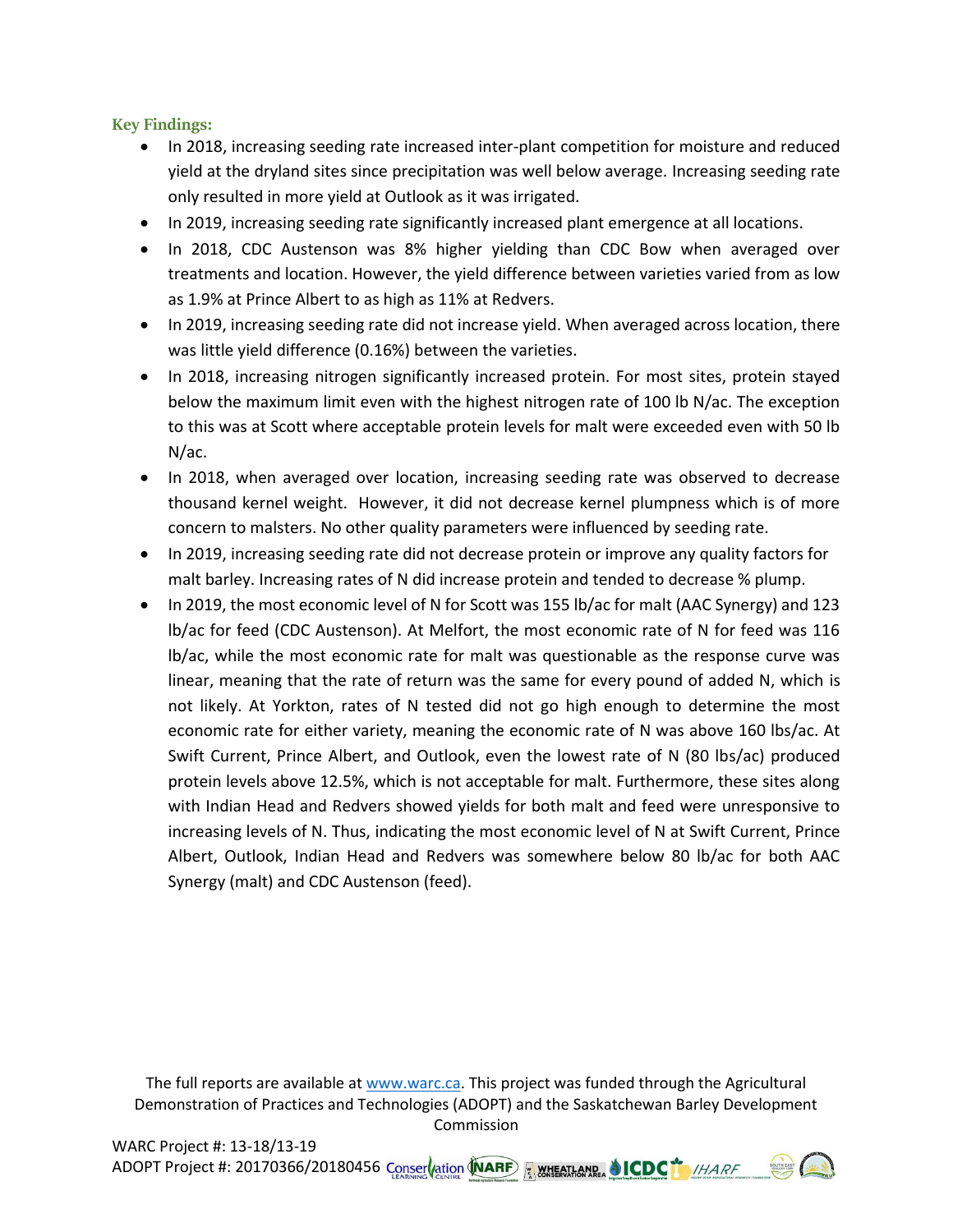### Key Findings:

- In 2018, increasing seeding rate increased inter-plant competition for moisture and reduced yield at the dryland sites since precipitation was well below average. Increasing seeding rate only resulted in more yield at Outlook as it was irrigated.
- In 2019, increasing seeding rate significantly increased plant emergence at all locations.
- In 2018, CDC Austenson was 8% higher yielding than CDC Bow when averaged over treatments and location. However, the yield difference between varieties varied from as low as 1.9% at Prince Albert to as high as 11% at Redvers.
- In 2019, increasing seeding rate did not increase yield. When averaged across location, there was little yield difference (0.16%) between the varieties.
- In 2018, increasing nitrogen significantly increased protein. For most sites, protein stayed below the maximum limit even with the highest nitrogen rate of 100 lb N/ac. The exception to this was at Scott where acceptable protein levels for malt were exceeded even with 50 lb N/ac.
- In 2018, when averaged over location, increasing seeding rate was observed to decrease thousand kernel weight. However, it did not decrease kernel plumpness which is of more concern to malsters. No other quality parameters were influenced by seeding rate.
- In 2019, increasing seeding rate did not decrease protein or improve any quality factors for malt barley. Increasing rates of N did increase protein and tended to decrease % plump.
- In 2019, the most economic level of N for Scott was 155 lb/ac for malt (AAC Synergy) and 123 lb/ac for feed (CDC Austenson). At Melfort, the most economic rate of N for feed was 116 lb/ac, while the most economic rate for malt was questionable as the response curve was linear, meaning that the rate of return was the same for every pound of added N, which is not likely. At Yorkton, rates of N tested did not go high enough to determine the most economic rate for either variety, meaning the economic rate of N was above 160 lbs/ac. At Swift Current, Prince Albert, and Outlook, even the lowest rate of N (80 lbs/ac) produced protein levels above 12.5%, which is not acceptable for malt. Furthermore, these sites along with Indian Head and Redvers showed yields for both malt and feed were unresponsive to increasing levels of N. Thus, indicating the most economic level of N at Swift Current, Prince Albert, Outlook, Indian Head and Redvers was somewhere below 80 lb/ac for both AAC Synergy (malt) and CDC Austenson (feed).

The full reports are available at www.warc.ca. This project was funded through the Agricultural Demonstration of Practices and Technologies (ADOPT) and the Saskatchewan Barley Development Commission

WARC Project #: 13-18/13-19
ADOPT Project #: 20170366/20180456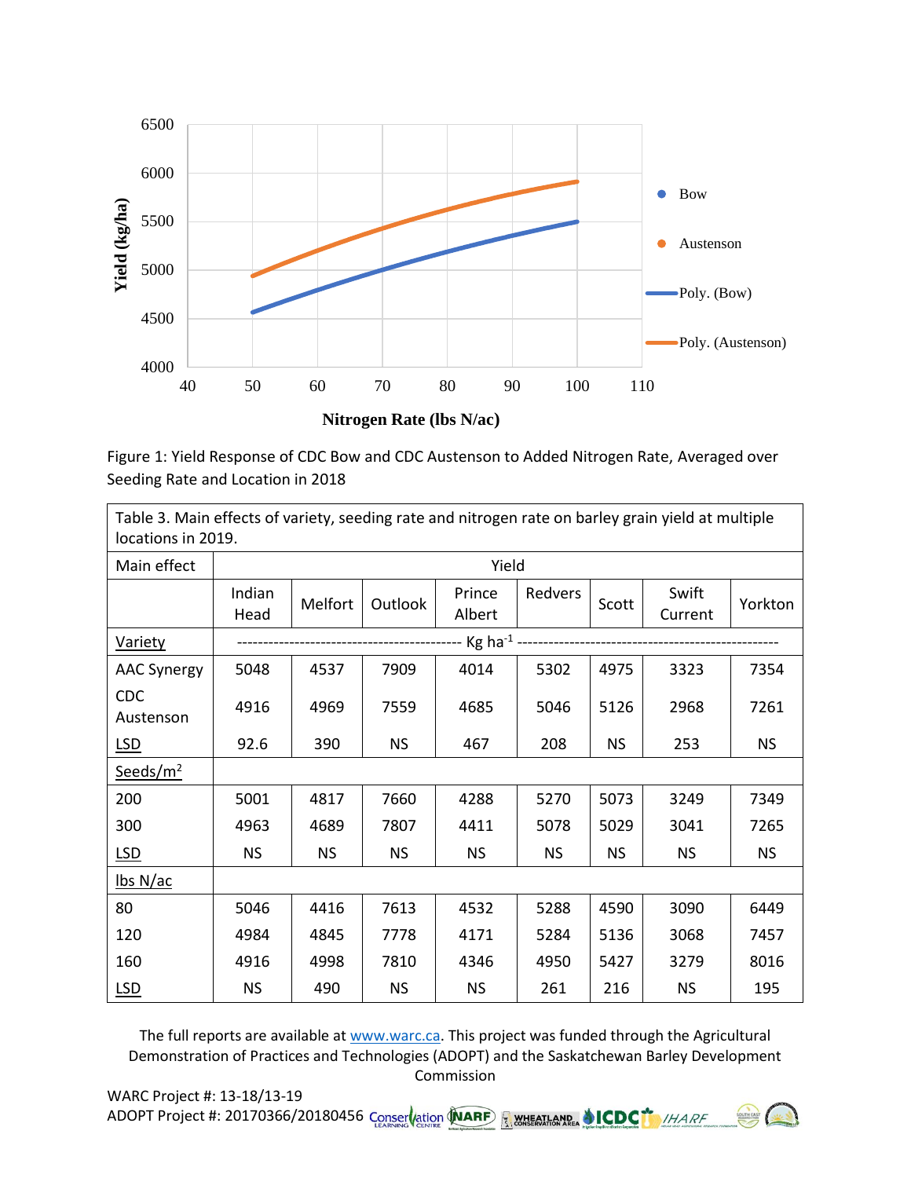6500
6000
5500
5000
4500
4000

Yield (kg/ha)

40 50 60 70 80 90 100 110

Nitrogen Rate (lbs N/ac)

Bow
Austenson
Poly. (Bow)
Poly. (Austenson)

Figure 1: Yield Response of CDC Bow and CDC Austenson to Added Nitrogen Rate, Averaged over Seeding Rate and Location in 2018

Table 3. Main effects of variety, seeding rate and nitrogen rate on barley grain yield at multiple locations in 2019.

| Main effect | Yield | | | | | | | |
|---|---|---|---|---|---|---|---|---|
| | Indian Head | Melfort | Outlook | Prince Albert | Redvers | Scott | Swift Current | Yorkton |
| Variety | ------------------------------------------- Kg ha$^{-1}$ ------------------------------------------- | | | | | | | |
| AAC Synergy | 5048 | 4537 | 7909 | 4014 | 5302 | 4975 | 3323 | 7354 |
| CDC Austenson | 4916 | 4969 | 7559 | 4685 | 5046 | 5126 | 2968 | 7261 |
| LSD | 92.6 | 390 | NS | 467 | 208 | NS | 253 | NS |
| Seeds/m$^2$ | | | | | | | | |
| 200 | 5001 | 4817 | 7660 | 4288 | 5270 | 5073 | 3249 | 7349 |
| 300 | 4963 | 4689 | 7807 | 4411 | 5078 | 5029 | 3041 | 7265 |
| LSD | NS | NS | NS | NS | NS | NS | NS | NS |
| lbs N/ac | | | | | | | | |
| 80 | 5046 | 4416 | 7613 | 4532 | 5288 | 4590 | 3090 | 6449 |
| 120 | 4984 | 4845 | 7778 | 4171 | 5284 | 5136 | 3068 | 7457 |
| 160 | 4916 | 4998 | 7810 | 4346 | 4950 | 5427 | 3279 | 8016 |
| LSD | NS | 490 | NS | NS | 261 | 216 | NS | 195 |

The full reports are available at www.warc.ca. This project was funded through the Agricultural Demonstration of Practices and Technologies (ADOPT) and the Saskatchewan Barley Development Commission

WARC Project #: 13-18/13-19
ADOPT Project #: 20170366/20180456